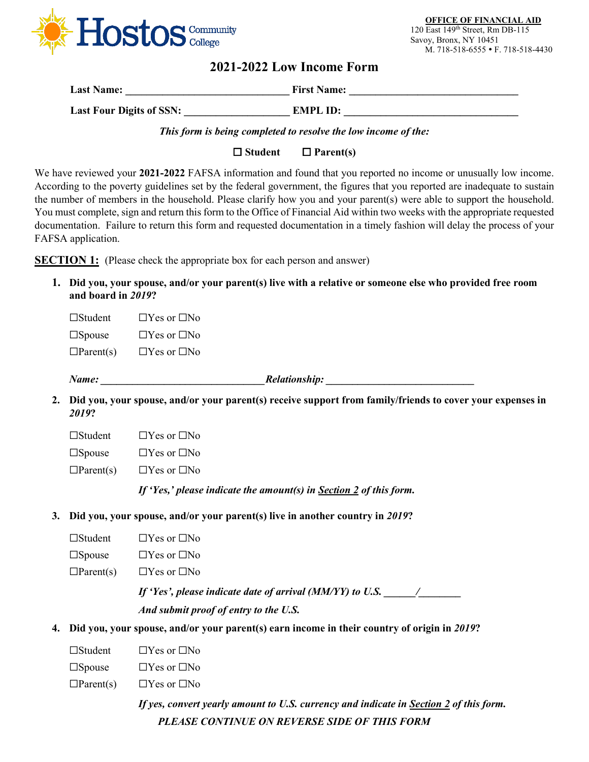Hostos Community College

**OFFICE OF FINANCIAL AID**
120 East 149th Street, Rm DB-115
Savoy, Bronx, NY 10451
M. 718-518-6555 • F. 718-518-4430

# 2021-2022 Low Income Form

**Last Name:** ______________________________ **First Name:** _______________________________

**Last Four Digits of SSN:** ___________________ **EMPL ID:** _______________________________

*This form is being completed to resolve the low income of the:*

☐ **Student** ☐ **Parent(s)**

We have reviewed your **2021-2022** FAFSA information and found that you reported no income or unusually low income. According to the poverty guidelines set by the federal government, the figures that you reported are inadequate to sustain the number of members in the household. Please clarify how you and your parent(s) were able to support the household. You must complete, sign and return this form to the Office of Financial Aid within two weeks with the appropriate requested documentation. Failure to return this form and requested documentation in a timely fashion will delay the process of your FAFSA application.

**SECTION 1:** (Please check the appropriate box for each person and answer)

1. **Did you, your spouse, and/or your parent(s) live with a relative or someone else who provided free room and board in *2019*?**

   ☐Student ☐Yes or ☐No

   ☐Spouse ☐Yes or ☐No

   ☐Parent(s) ☐Yes or ☐No

   ***Name:*** ______________________________***Relationship:*** ___________________________

2. **Did you, your spouse, and/or your parent(s) receive support from family/friends to cover your expenses in *2019*?**

   ☐Student ☐Yes or ☐No

   ☐Spouse ☐Yes or ☐No

   ☐Parent(s) ☐Yes or ☐No

   ***If 'Yes,' please indicate the amount(s) in Section 2 of this form.***

3. **Did you, your spouse, and/or your parent(s) live in another country in *2019*?**

   ☐Student ☐Yes or ☐No

   ☐Spouse ☐Yes or ☐No

   ☐Parent(s) ☐Yes or ☐No

   ***If 'Yes', please indicate date of arrival (MM/YY) to U.S. ______/________***

   ***And submit proof of entry to the U.S.***

4. **Did you, your spouse, and/or your parent(s) earn income in their country of origin in *2019*?**

   ☐Student ☐Yes or ☐No

   ☐Spouse ☐Yes or ☐No

   ☐Parent(s) ☐Yes or ☐No

   ***If yes, convert yearly amount to U.S. currency and indicate in Section 2 of this form.***

***PLEASE CONTINUE ON REVERSE SIDE OF THIS FORM***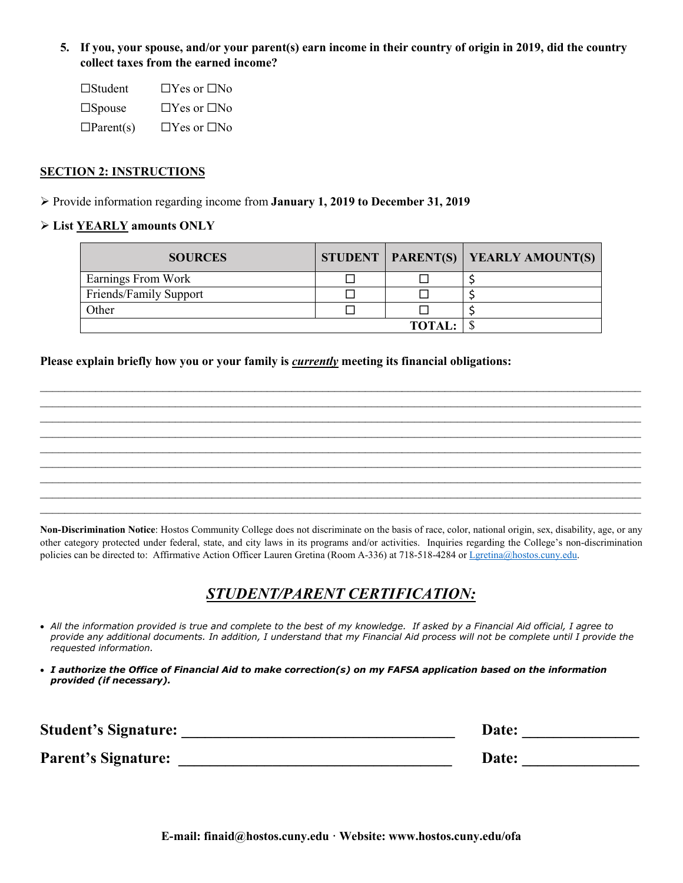5. **If you, your spouse, and/or your parent(s) earn income in their country of origin in 2019, did the country collect taxes from the earned income?**

☐Student ☐Yes or ☐No

☐Spouse ☐Yes or ☐No

☐Parent(s) ☐Yes or ☐No

**SECTION 2: INSTRUCTIONS**

➢ Provide information regarding income from **January 1, 2019 to December 31, 2019**

➢ **List YEARLY amounts ONLY**

| SOURCES | STUDENT | PARENT(S) | YEARLY AMOUNT(S) |
|---|---|---|---|
| Earnings From Work | ☐ | ☐ | $ |
| Friends/Family Support | ☐ | ☐ | $ |
| Other | ☐ | ☐ | $ |
| | | **TOTAL:** | $ |

**Please explain briefly how you or your family is *currently* meeting its financial obligations:**

_____________________________________________________________________________________________

_____________________________________________________________________________________________

_____________________________________________________________________________________________

_____________________________________________________________________________________________

_____________________________________________________________________________________________

_____________________________________________________________________________________________

_____________________________________________________________________________________________

_____________________________________________________________________________________________

_____________________________________________________________________________________________

**Non-Discrimination Notice**: Hostos Community College does not discriminate on the basis of race, color, national origin, sex, disability, age, or any other category protected under federal, state, and city laws in its programs and/or activities. Inquiries regarding the College's non-discrimination policies can be directed to: Affirmative Action Officer Lauren Gretina (Room A-336) at 718-518-4284 or Lgretina@hostos.cuny.edu.

## *STUDENT/PARENT CERTIFICATION:*

- *All the information provided is true and complete to the best of my knowledge. If asked by a Financial Aid official, I agree to provide any additional documents. In addition, I understand that my Financial Aid process will not be complete until I provide the requested information.*
- ***I authorize the Office of Financial Aid to make correction(s) on my FAFSA application based on the information provided (if necessary).***

**Student's Signature:** ____________________________________ **Date:** _______________

**Parent's Signature:** ____________________________________ **Date:** _______________

**E-mail: finaid@hostos.cuny.edu · Website: www.hostos.cuny.edu/ofa**